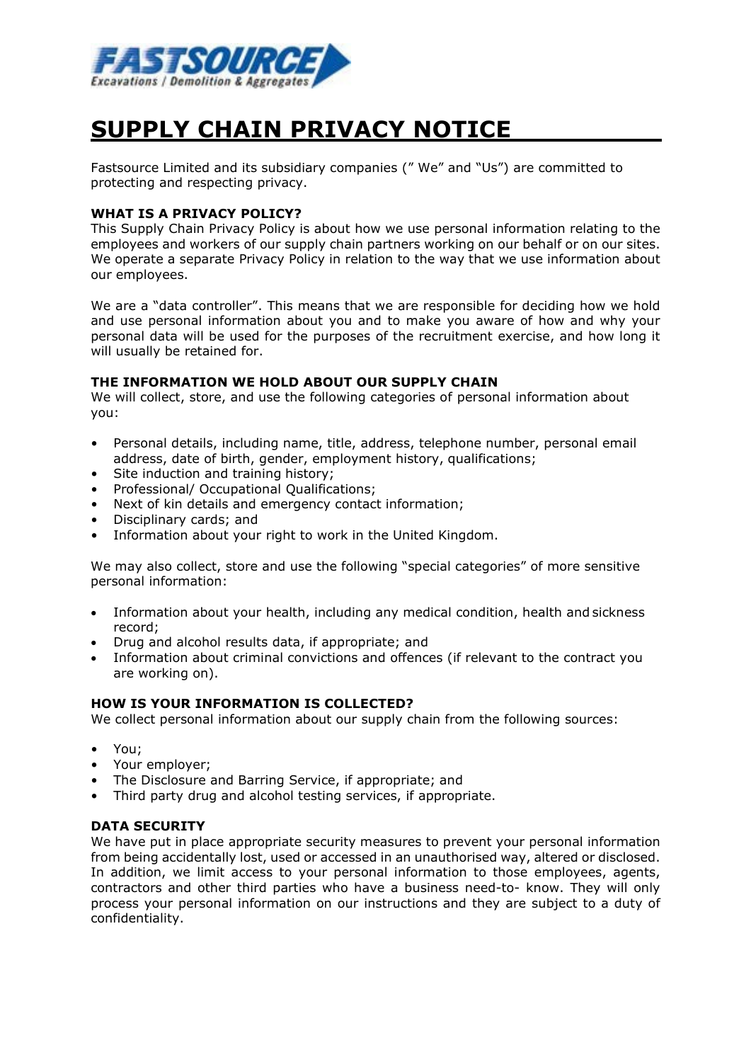# SUPPLY CHAIN PRIVACY NOTICE

Fastsource Limited and its subsidiary companies (" We" and "Us") are committed to protecting and respecting privacy.

### WHAT IS A PRIVACY POLICY?

This Supply Chain Privacy Policy is about how we use personal information relating to the employees and workers of our supply chain partners working on our behalf or on our sites. We operate a separate Privacy Policy in relation to the way that we use information about our employees.

We are a "data controller". This means that we are responsible for deciding how we hold and use personal information about you and to make you aware of how and why your personal data will be used for the purposes of the recruitment exercise, and how long it will usually be retained for.

### THE INFORMATION WE HOLD ABOUT OUR SUPPLY CHAIN

We will collect, store, and use the following categories of personal information about you:

- Personal details, including name, title, address, telephone number, personal email address, date of birth, gender, employment history, qualifications;
- Site induction and training history;
- Professional/ Occupational Qualifications;
- Next of kin details and emergency contact information;
- Disciplinary cards; and
- Information about your right to work in the United Kingdom.

We may also collect, store and use the following "special categories" of more sensitive personal information:

- Information about your health, including any medical condition, health and sickness record;
- Drug and alcohol results data, if appropriate; and
- Information about criminal convictions and offences (if relevant to the contract you are working on).

### HOW IS YOUR INFORMATION IS COLLECTED?

We collect personal information about our supply chain from the following sources:

- You;
- Your employer;
- The Disclosure and Barring Service, if appropriate; and
- Third party drug and alcohol testing services, if appropriate.

### DATA SECURITY

We have put in place appropriate security measures to prevent your personal information from being accidentally lost, used or accessed in an unauthorised way, altered or disclosed. In addition, we limit access to your personal information to those employees, agents, contractors and other third parties who have a business need-to- know. They will only process your personal information on our instructions and they are subject to a duty of confidentiality.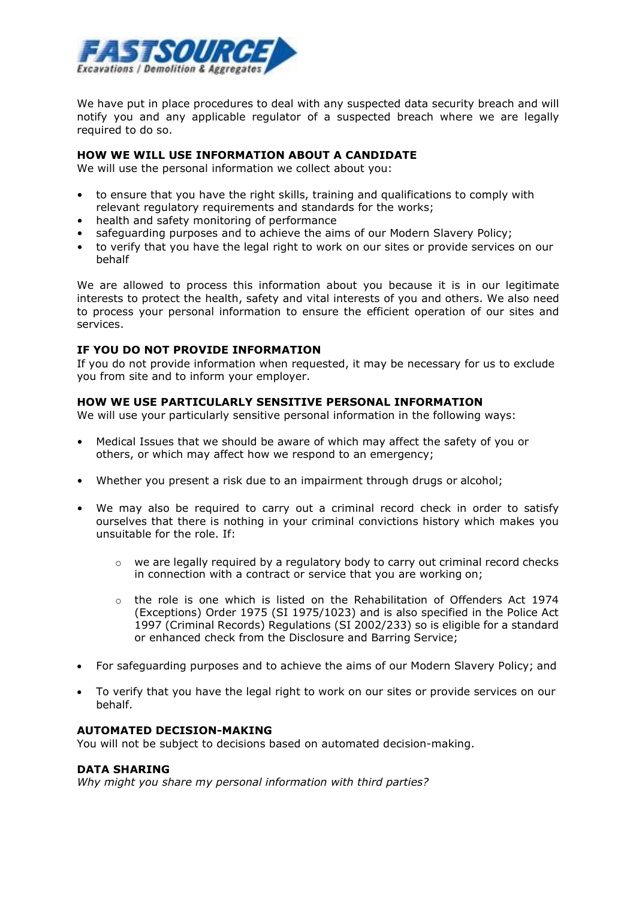We have put in place procedures to deal with any suspected data security breach and will notify you and any applicable regulator of a suspected breach where we are legally required to do so.

**HOW WE WILL USE INFORMATION ABOUT A CANDIDATE**
We will use the personal information we collect about you:

- to ensure that you have the right skills, training and qualifications to comply with relevant regulatory requirements and standards for the works;
- health and safety monitoring of performance
- safeguarding purposes and to achieve the aims of our Modern Slavery Policy;
- to verify that you have the legal right to work on our sites or provide services on our behalf

We are allowed to process this information about you because it is in our legitimate interests to protect the health, safety and vital interests of you and others. We also need to process your personal information to ensure the efficient operation of our sites and services.

**IF YOU DO NOT PROVIDE INFORMATION**
If you do not provide information when requested, it may be necessary for us to exclude you from site and to inform your employer.

**HOW WE USE PARTICULARLY SENSITIVE PERSONAL INFORMATION**
We will use your particularly sensitive personal information in the following ways:

- Medical Issues that we should be aware of which may affect the safety of you or others, or which may affect how we respond to an emergency;

- Whether you present a risk due to an impairment through drugs or alcohol;

- We may also be required to carry out a criminal record check in order to satisfy ourselves that there is nothing in your criminal convictions history which makes you unsuitable for the role. If:

  - we are legally required by a regulatory body to carry out criminal record checks in connection with a contract or service that you are working on;

  - the role is one which is listed on the Rehabilitation of Offenders Act 1974 (Exceptions) Order 1975 (SI 1975/1023) and is also specified in the Police Act 1997 (Criminal Records) Regulations (SI 2002/233) so is eligible for a standard or enhanced check from the Disclosure and Barring Service;

- For safeguarding purposes and to achieve the aims of our Modern Slavery Policy; and

- To verify that you have the legal right to work on our sites or provide services on our behalf.

**AUTOMATED DECISION-MAKING**
You will not be subject to decisions based on automated decision-making.

**DATA SHARING**
*Why might you share my personal information with third parties?*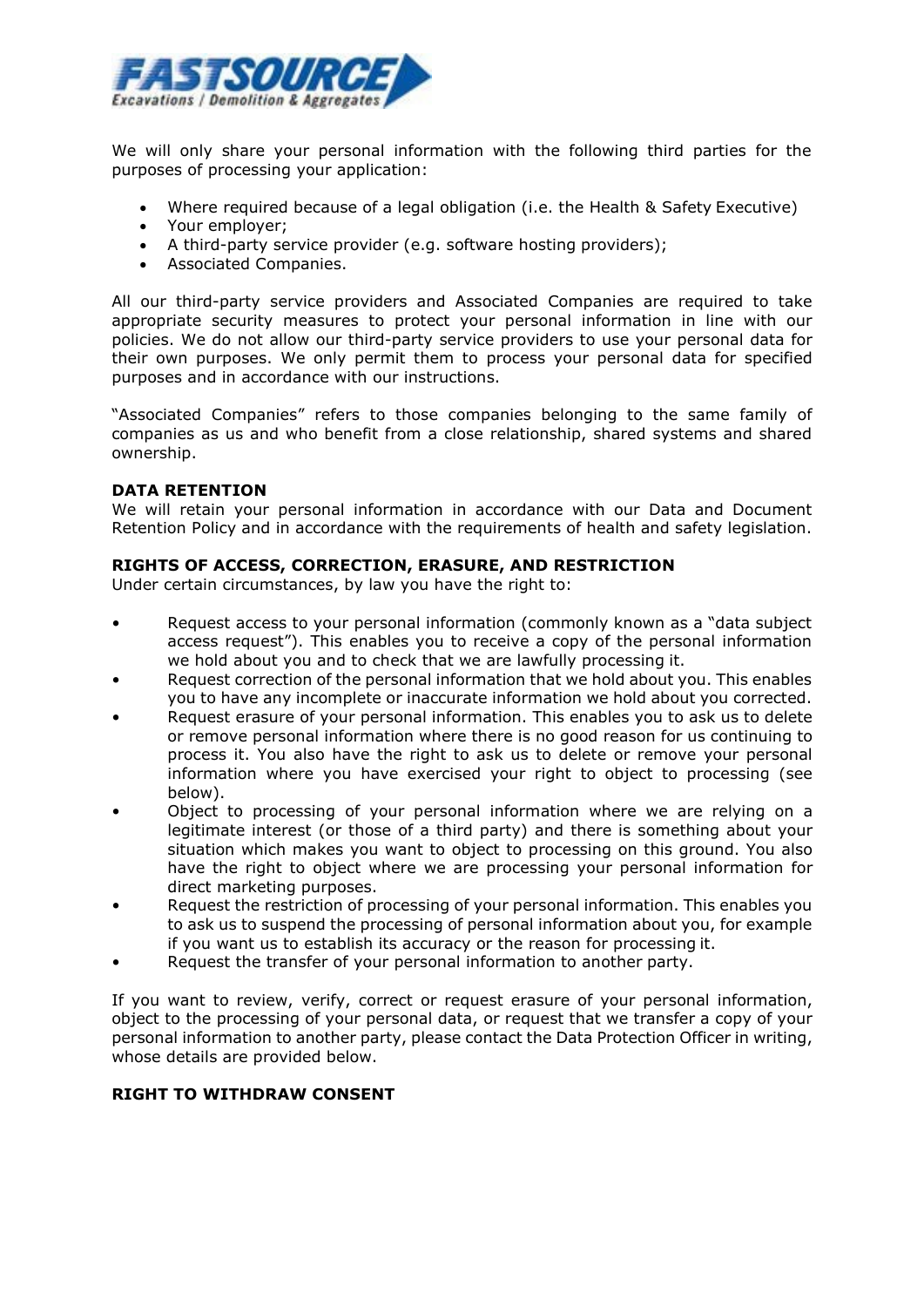We will only share your personal information with the following third parties for the purposes of processing your application:

- Where required because of a legal obligation (i.e. the Health & Safety Executive)
- Your employer;
- A third-party service provider (e.g. software hosting providers);
- Associated Companies.

All our third-party service providers and Associated Companies are required to take appropriate security measures to protect your personal information in line with our policies. We do not allow our third-party service providers to use your personal data for their own purposes. We only permit them to process your personal data for specified purposes and in accordance with our instructions.

"Associated Companies" refers to those companies belonging to the same family of companies as us and who benefit from a close relationship, shared systems and shared ownership.

**DATA RETENTION**

We will retain your personal information in accordance with our Data and Document Retention Policy and in accordance with the requirements of health and safety legislation.

**RIGHTS OF ACCESS, CORRECTION, ERASURE, AND RESTRICTION**

Under certain circumstances, by law you have the right to:

- Request access to your personal information (commonly known as a "data subject access request"). This enables you to receive a copy of the personal information we hold about you and to check that we are lawfully processing it.
- Request correction of the personal information that we hold about you. This enables you to have any incomplete or inaccurate information we hold about you corrected.
- Request erasure of your personal information. This enables you to ask us to delete or remove personal information where there is no good reason for us continuing to process it. You also have the right to ask us to delete or remove your personal information where you have exercised your right to object to processing (see below).
- Object to processing of your personal information where we are relying on a legitimate interest (or those of a third party) and there is something about your situation which makes you want to object to processing on this ground. You also have the right to object where we are processing your personal information for direct marketing purposes.
- Request the restriction of processing of your personal information. This enables you to ask us to suspend the processing of personal information about you, for example if you want us to establish its accuracy or the reason for processing it.
- Request the transfer of your personal information to another party.

If you want to review, verify, correct or request erasure of your personal information, object to the processing of your personal data, or request that we transfer a copy of your personal information to another party, please contact the Data Protection Officer in writing, whose details are provided below.

**RIGHT TO WITHDRAW CONSENT**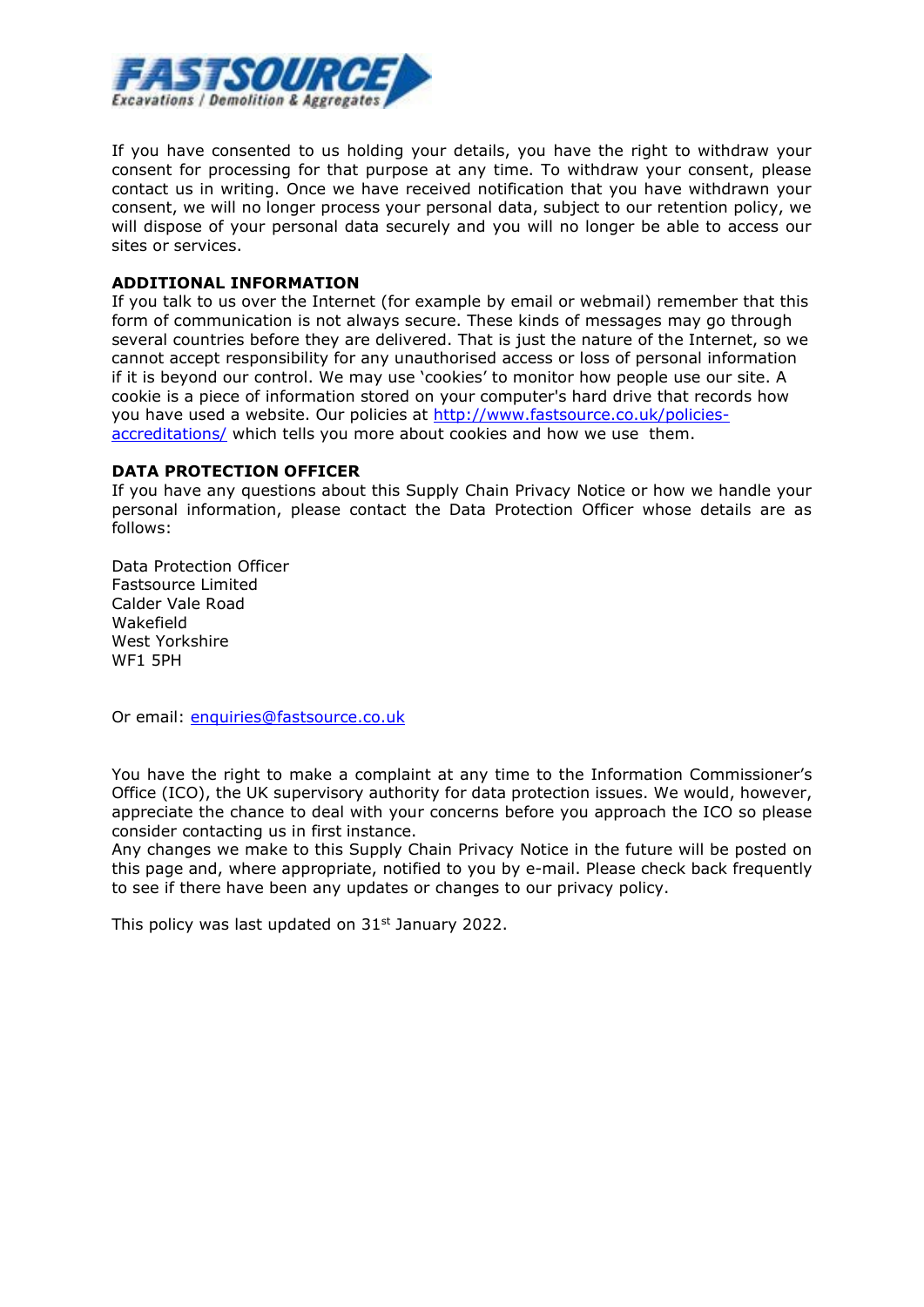If you have consented to us holding your details, you have the right to withdraw your consent for processing for that purpose at any time. To withdraw your consent, please contact us in writing. Once we have received notification that you have withdrawn your consent, we will no longer process your personal data, subject to our retention policy, we will dispose of your personal data securely and you will no longer be able to access our sites or services.

**ADDITIONAL INFORMATION**

If you talk to us over the Internet (for example by email or webmail) remember that this form of communication is not always secure. These kinds of messages may go through several countries before they are delivered. That is just the nature of the Internet, so we cannot accept responsibility for any unauthorised access or loss of personal information if it is beyond our control. We may use 'cookies' to monitor how people use our site. A cookie is a piece of information stored on your computer's hard drive that records how you have used a website. Our policies at [http://www.fastsource.co.uk/policies-accreditations/](http://www.fastsource.co.uk/policies-accreditations/) which tells you more about cookies and how we use them.

**DATA PROTECTION OFFICER**

If you have any questions about this Supply Chain Privacy Notice or how we handle your personal information, please contact the Data Protection Officer whose details are as follows:

Data Protection Officer
Fastsource Limited
Calder Vale Road
Wakefield
West Yorkshire
WF1 5PH

Or email: [enquiries@fastsource.co.uk](mailto:enquiries@fastsource.co.uk)

You have the right to make a complaint at any time to the Information Commissioner's Office (ICO), the UK supervisory authority for data protection issues. We would, however, appreciate the chance to deal with your concerns before you approach the ICO so please consider contacting us in first instance.
Any changes we make to this Supply Chain Privacy Notice in the future will be posted on this page and, where appropriate, notified to you by e-mail. Please check back frequently to see if there have been any updates or changes to our privacy policy.

This policy was last updated on 31st January 2022.